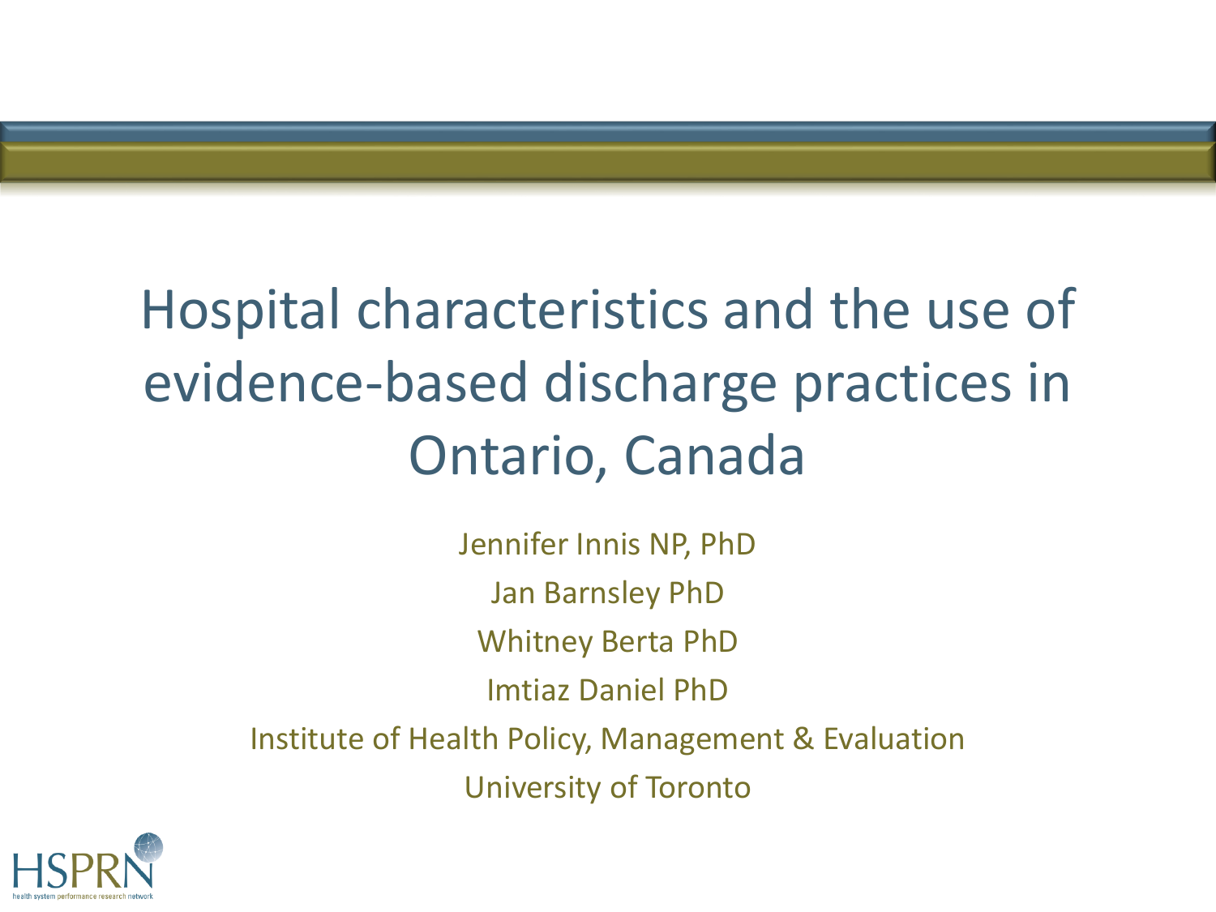# Hospital characteristics and the use of evidence-based discharge practices in Ontario, Canada

Jennifer Innis NP, PhD

Jan Barnsley PhD

Whitney Berta PhD

Imtiaz Daniel PhD

Institute of Health Policy, Management & Evaluation

University of Toronto

HSPRN health system performance research network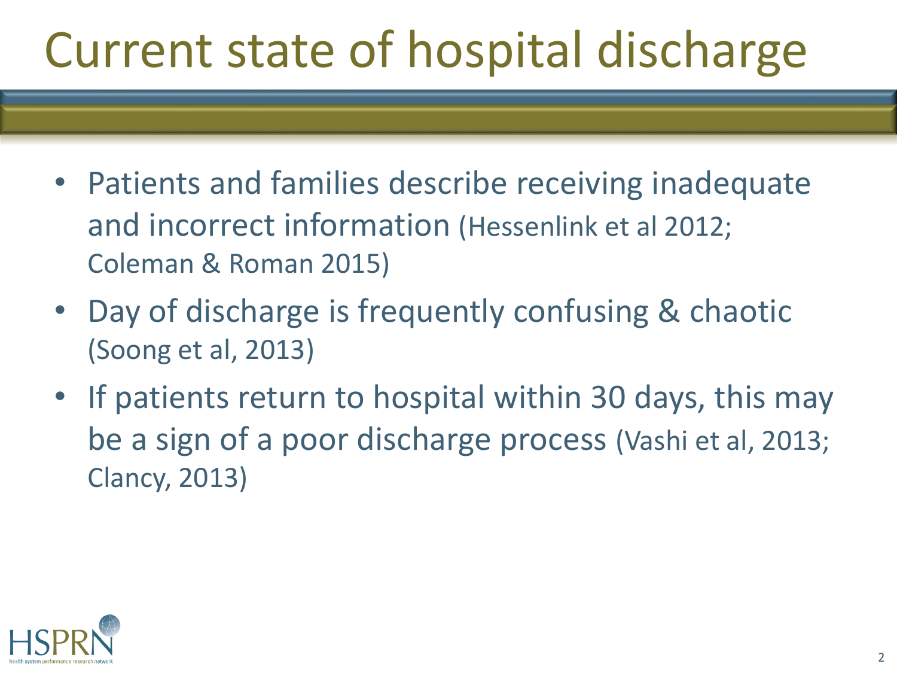# Current state of hospital discharge

- Patients and families describe receiving inadequate and incorrect information (Hessenlink et al 2012; Coleman & Roman 2015)
- Day of discharge is frequently confusing & chaotic (Soong et al, 2013)
- If patients return to hospital within 30 days, this may be a sign of a poor discharge process (Vashi et al, 2013; Clancy, 2013)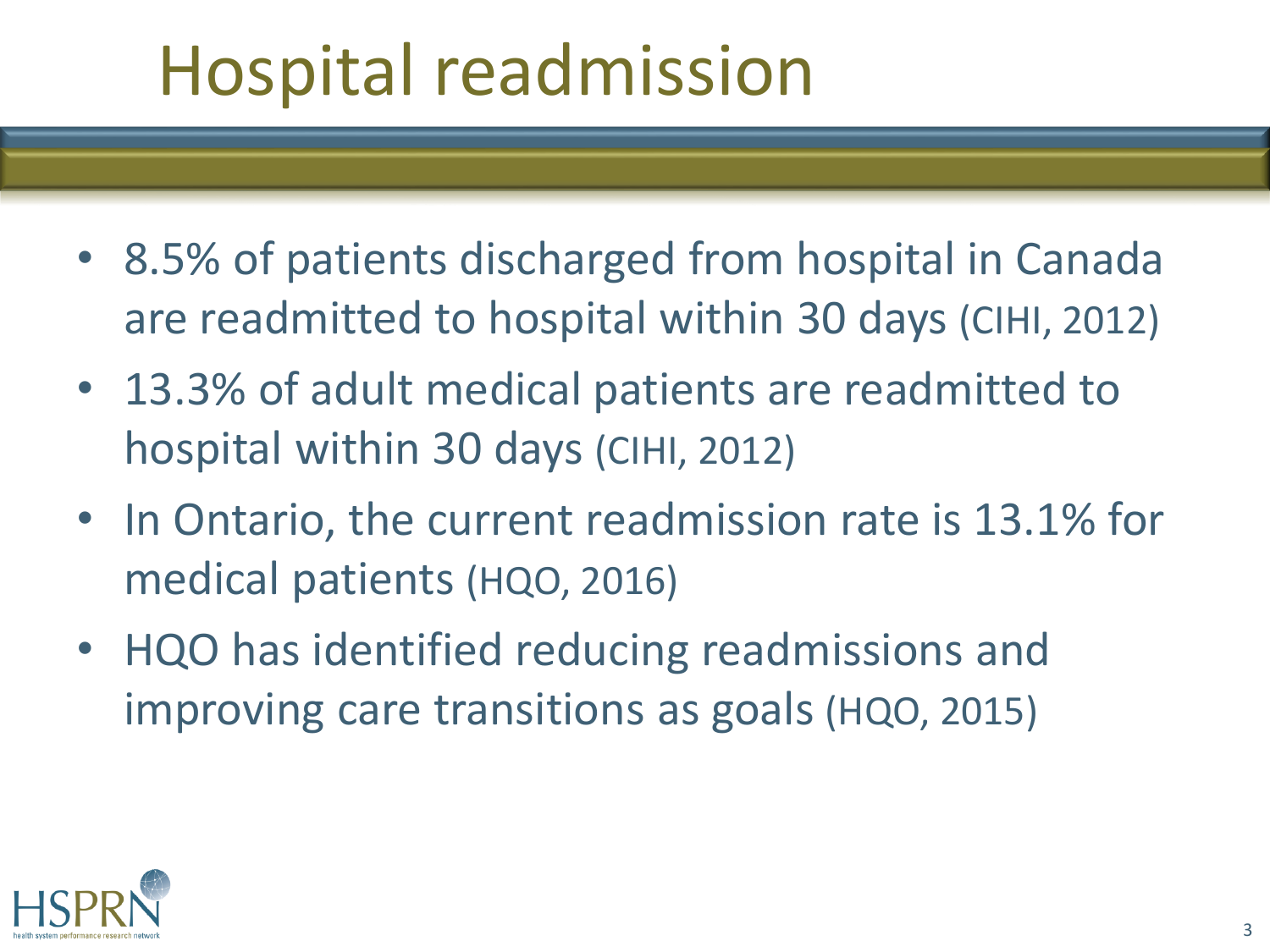# Hospital readmission

- 8.5% of patients discharged from hospital in Canada are readmitted to hospital within 30 days (CIHI, 2012)
- 13.3% of adult medical patients are readmitted to hospital within 30 days (CIHI, 2012)
- In Ontario, the current readmission rate is 13.1% for medical patients (HQO, 2016)
- HQO has identified reducing readmissions and improving care transitions as goals (HQO, 2015)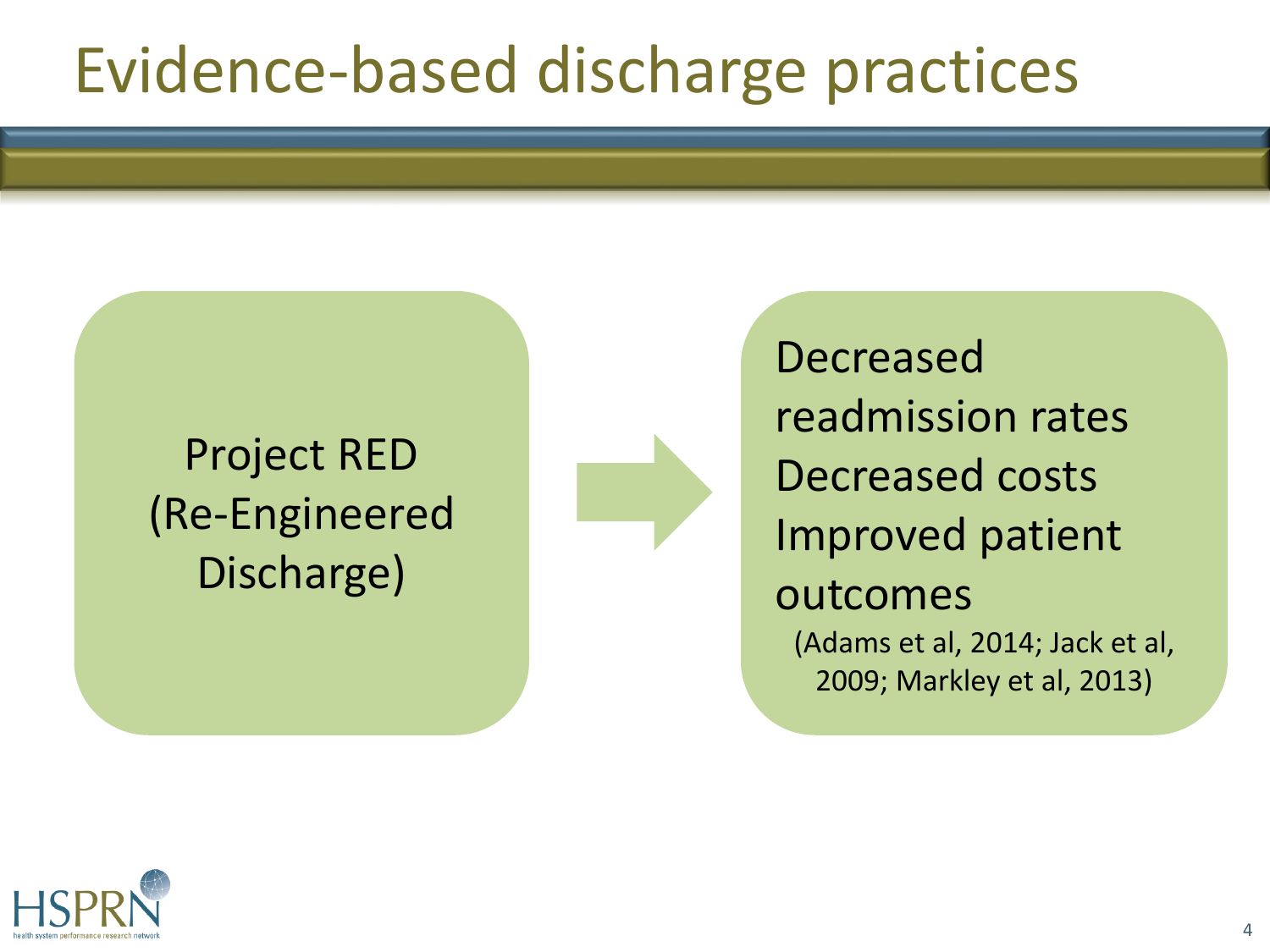# Evidence-based discharge practices

Project RED (Re-Engineered Discharge)

→

Decreased readmission rates
Decreased costs
Improved patient outcomes
(Adams et al, 2014; Jack et al, 2009; Markley et al, 2013)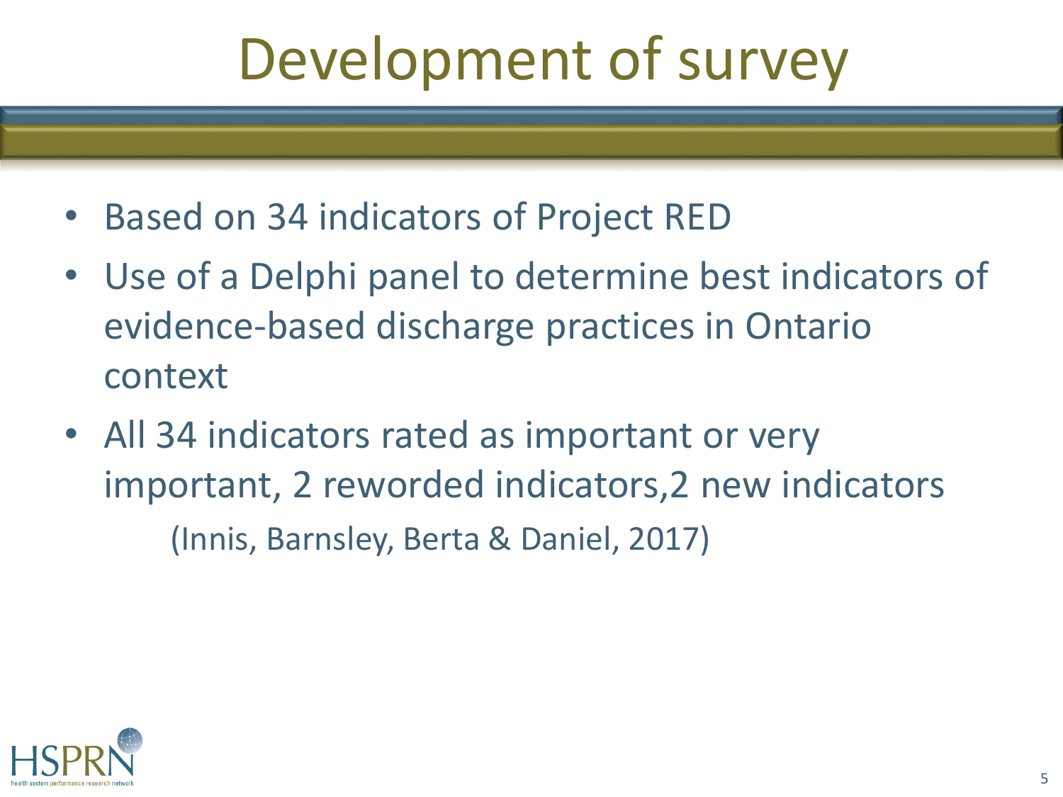# Development of survey

- Based on 34 indicators of Project RED
- Use of a Delphi panel to determine best indicators of evidence-based discharge practices in Ontario context
- All 34 indicators rated as important or very important, 2 reworded indicators,2 new indicators

  (Innis, Barnsley, Berta & Daniel, 2017)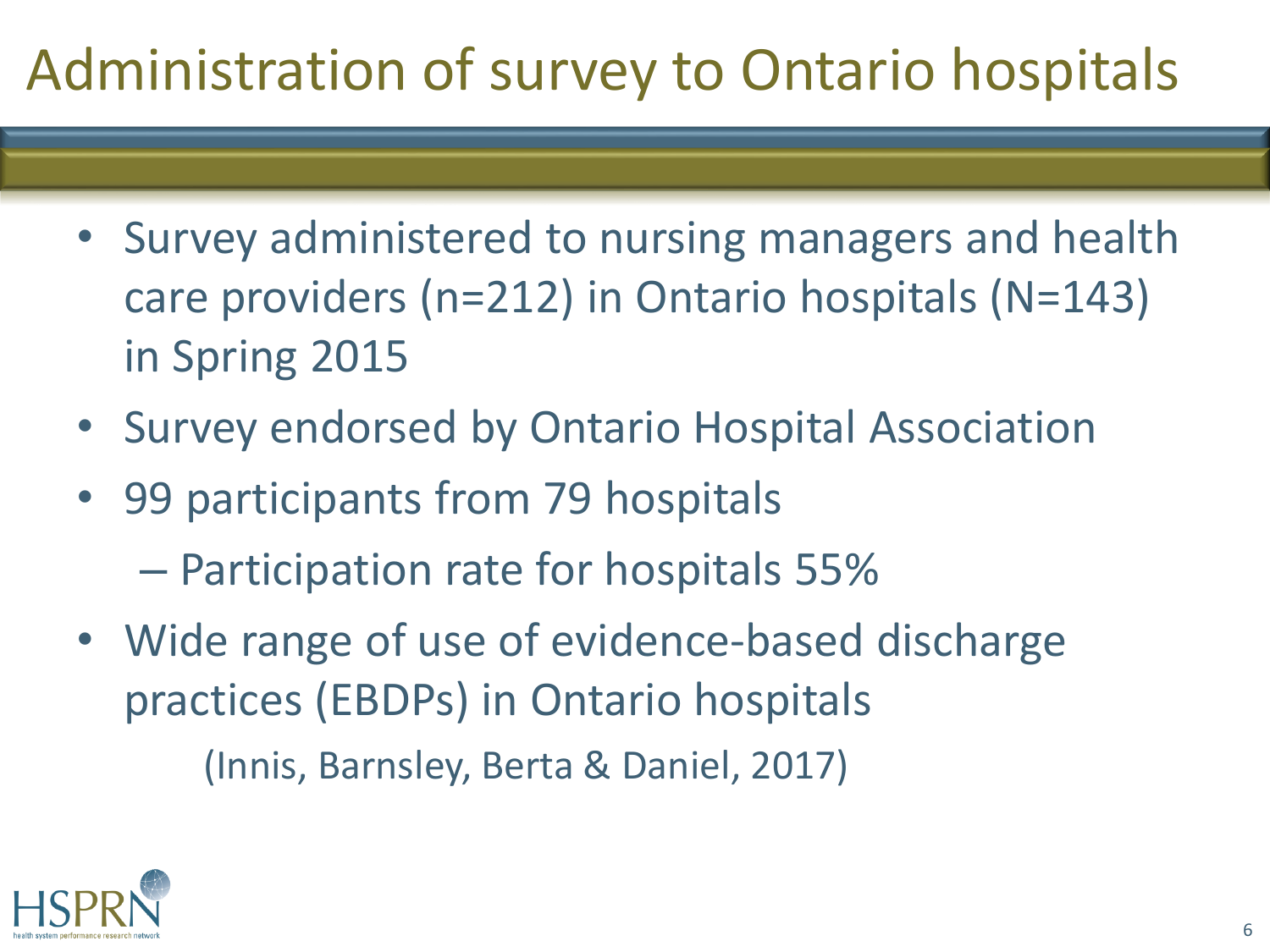# Administration of survey to Ontario hospitals

- Survey administered to nursing managers and health care providers (n=212) in Ontario hospitals (N=143) in Spring 2015
- Survey endorsed by Ontario Hospital Association
- 99 participants from 79 hospitals
  - Participation rate for hospitals 55%
- Wide range of use of evidence-based discharge practices (EBDPs) in Ontario hospitals

  (Innis, Barnsley, Berta & Daniel, 2017)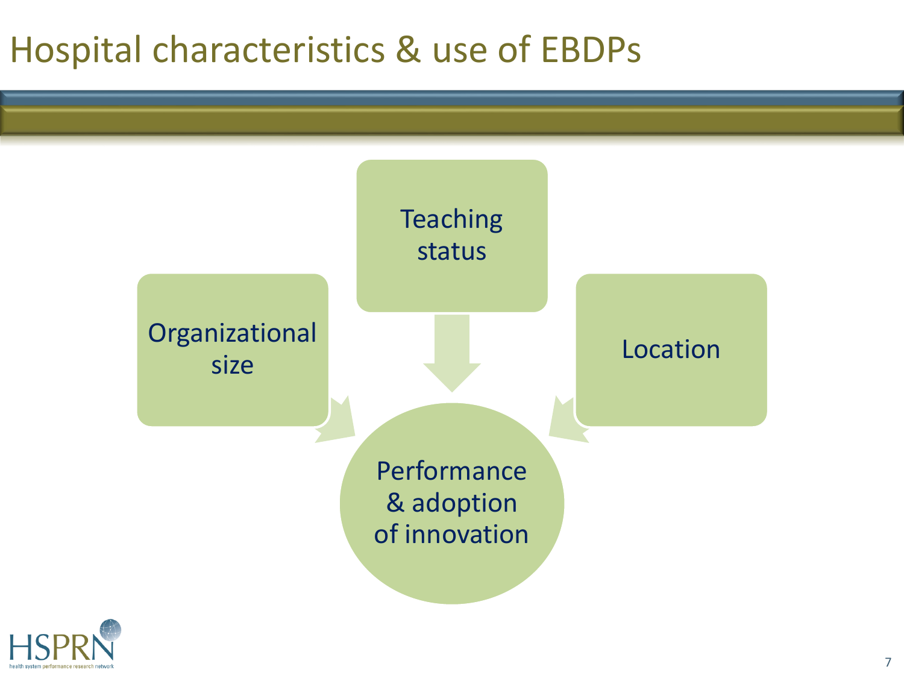# Hospital characteristics & use of EBDPs

- Organizational size
- Teaching status
- Location

→ Performance & adoption of innovation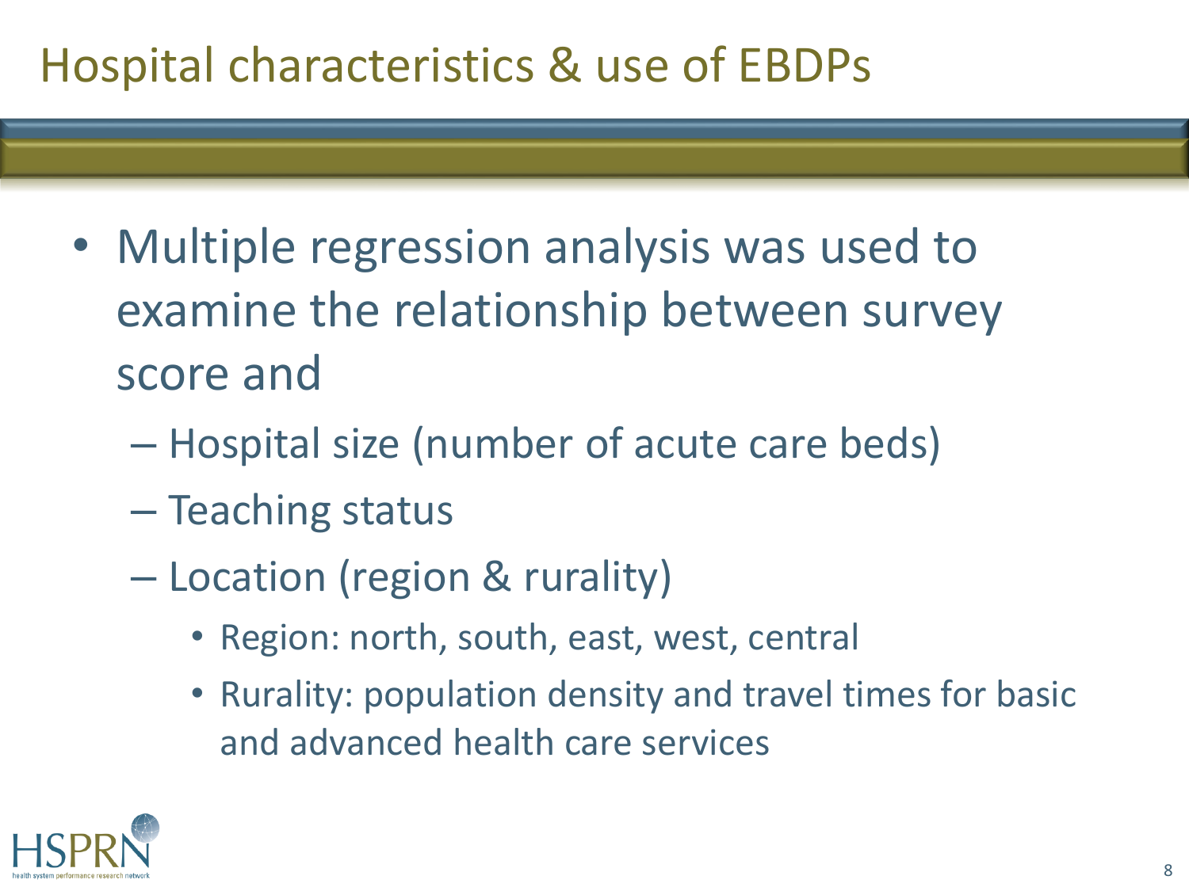# Hospital characteristics & use of EBDPs

- Multiple regression analysis was used to examine the relationship between survey score and
  - Hospital size (number of acute care beds)
  - Teaching status
  - Location (region & rurality)
    - Region: north, south, east, west, central
    - Rurality: population density and travel times for basic and advanced health care services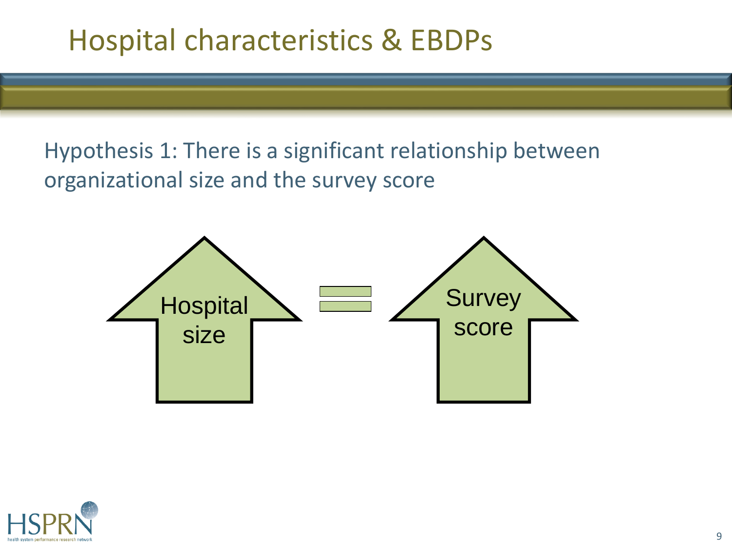# Hospital characteristics & EBDPs

Hypothesis 1: There is a significant relationship between organizational size and the survey score

Hospital size = Survey score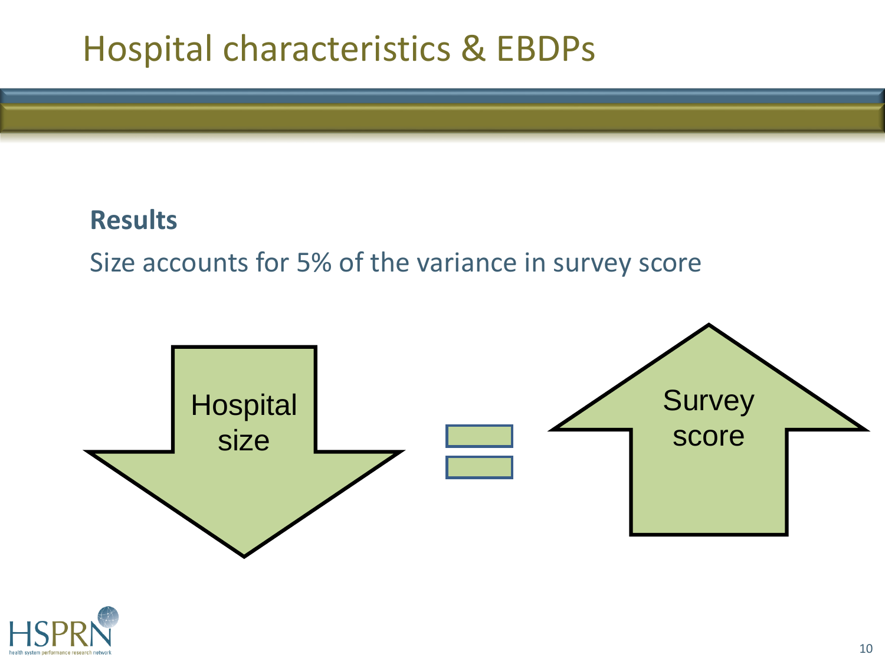# Hospital characteristics & EBDPs

**Results**

Size accounts for 5% of the variance in survey score

Hospital size = Survey score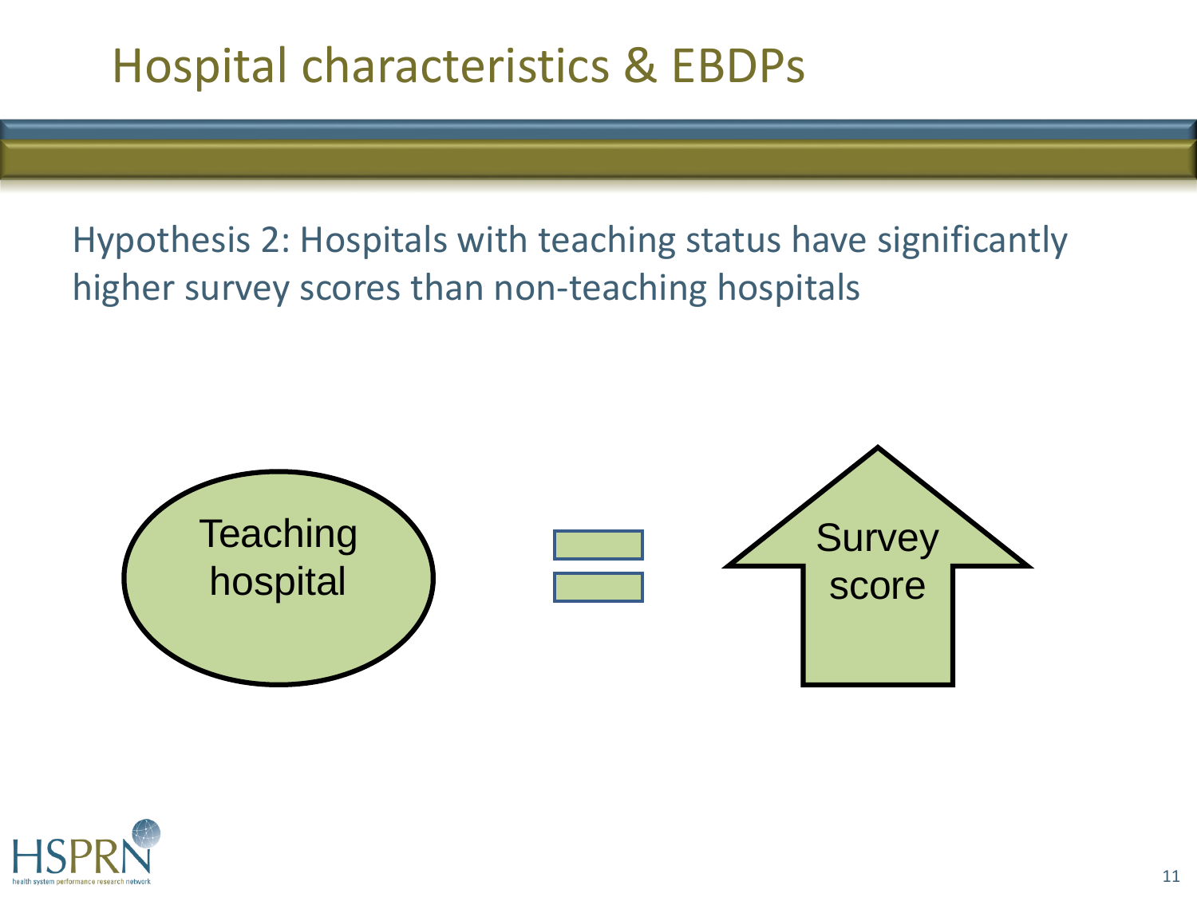# Hospital characteristics & EBDPs

Hypothesis 2: Hospitals with teaching status have significantly higher survey scores than non-teaching hospitals

Teaching hospital = Survey score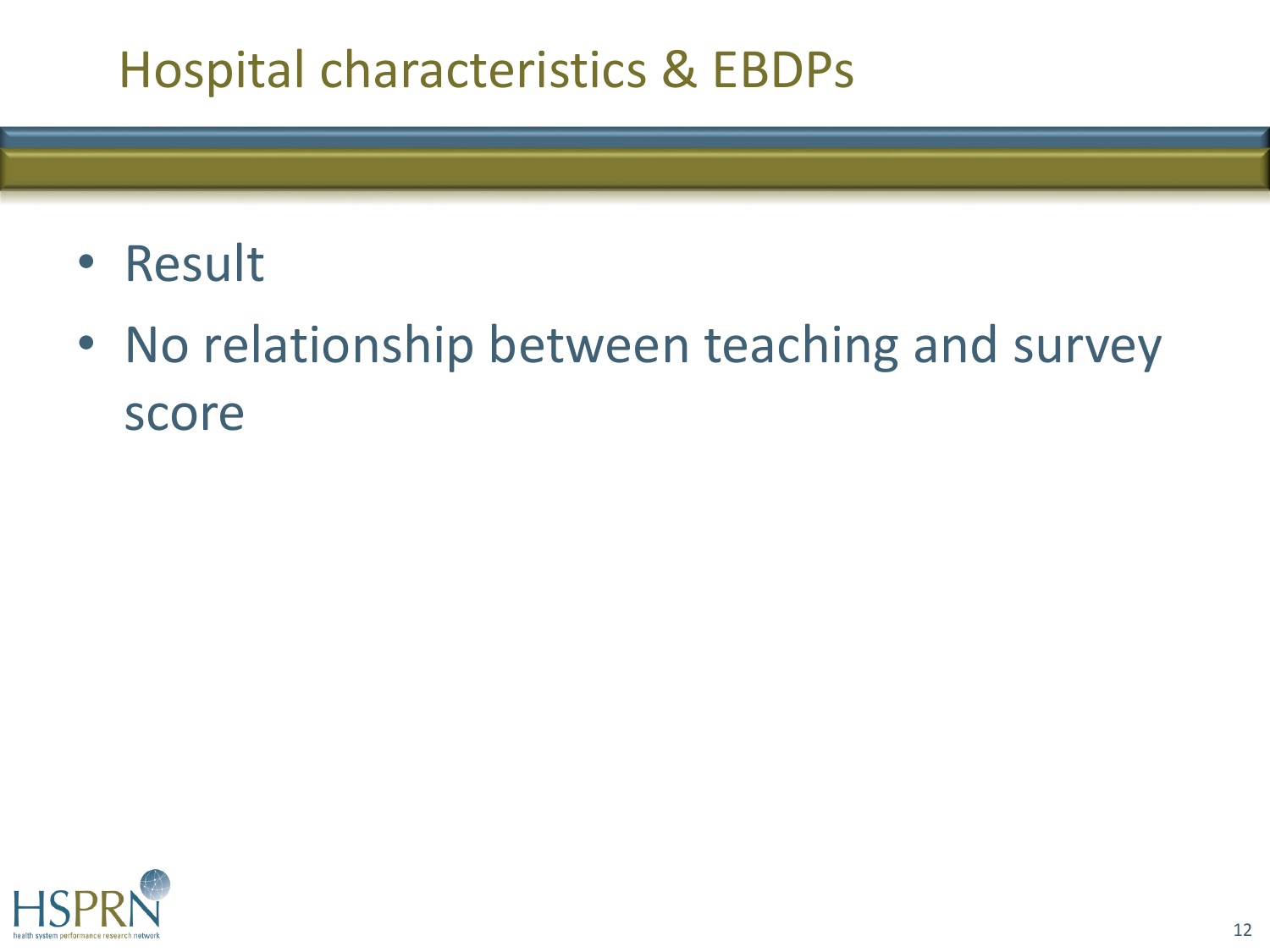# Hospital characteristics & EBDPs

- Result
- No relationship between teaching and survey score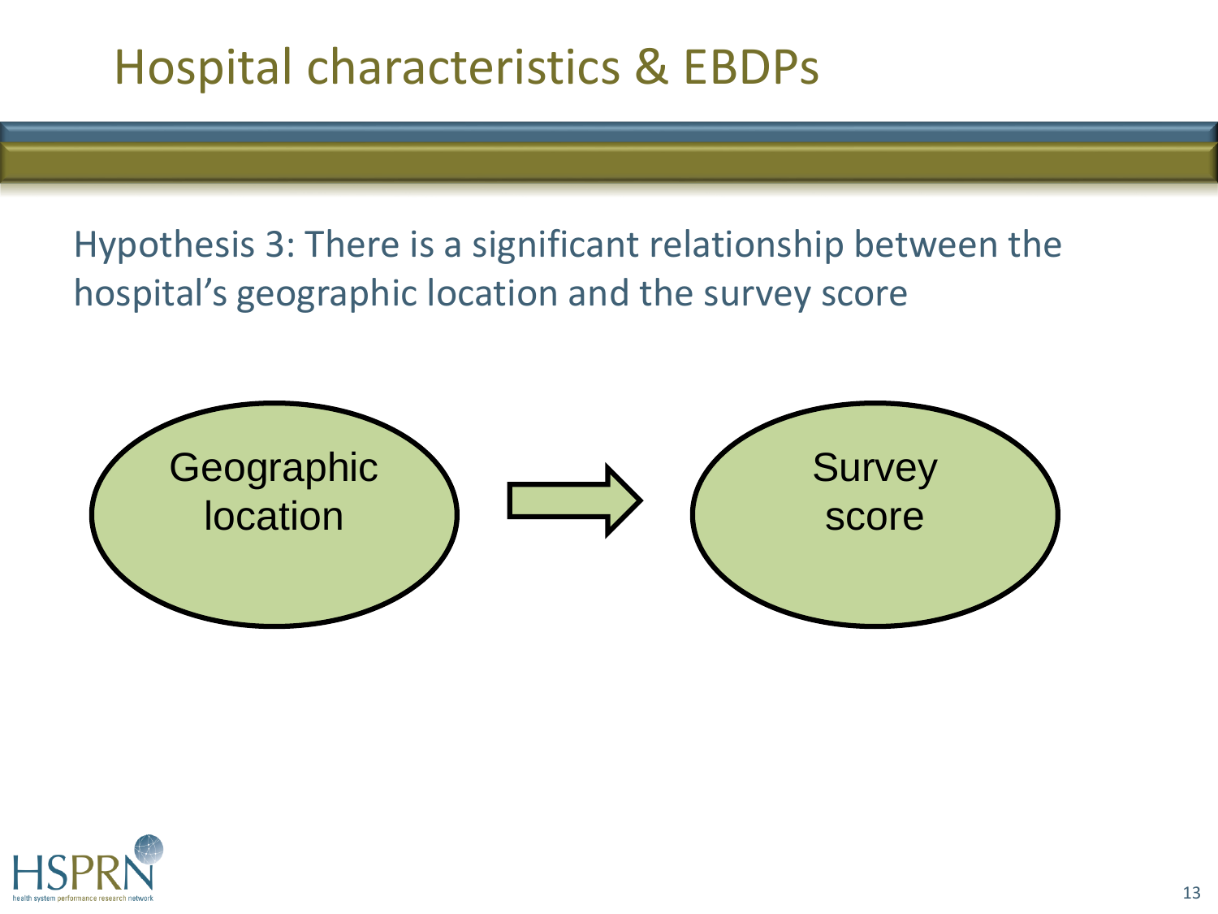# Hospital characteristics & EBDPs

Hypothesis 3: There is a significant relationship between the hospital's geographic location and the survey score

Geographic location → Survey score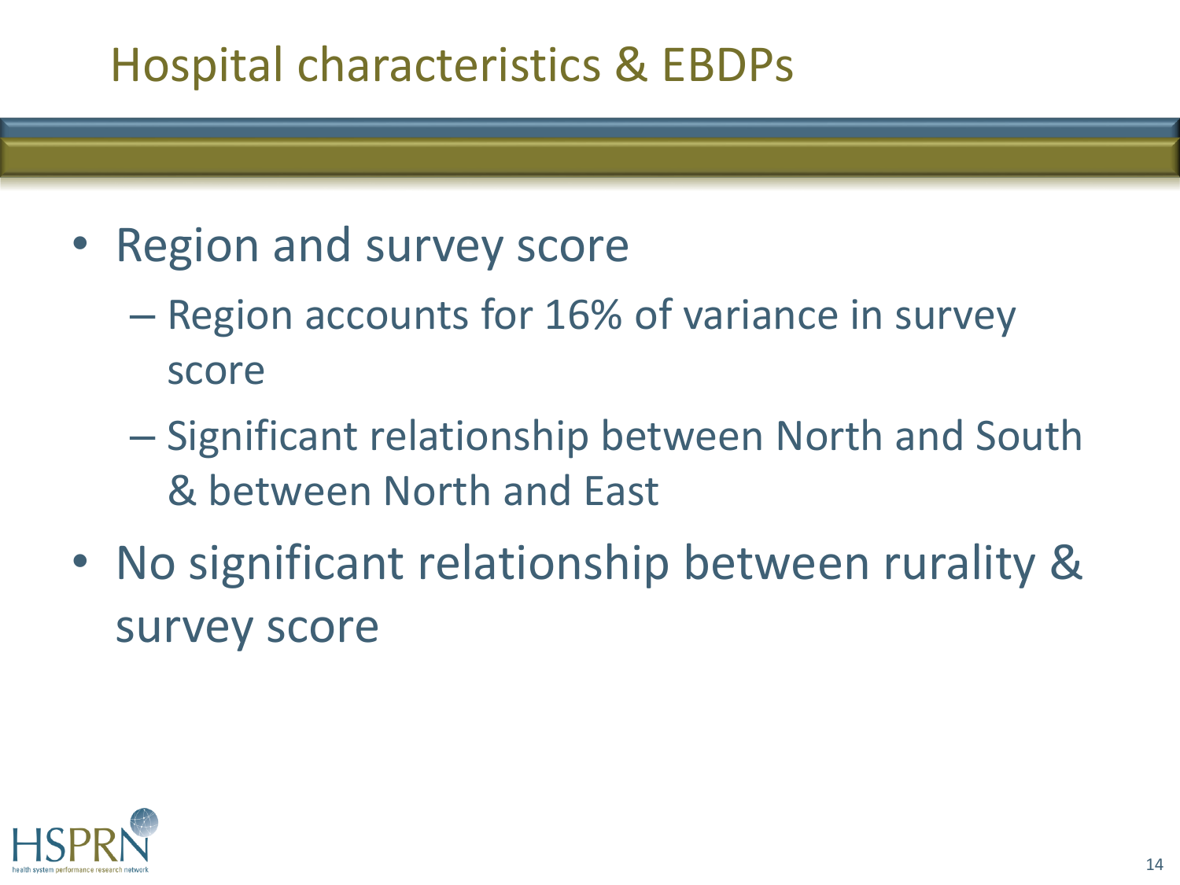# Hospital characteristics & EBDPs

- Region and survey score
  - Region accounts for 16% of variance in survey score
  - Significant relationship between North and South & between North and East
- No significant relationship between rurality & survey score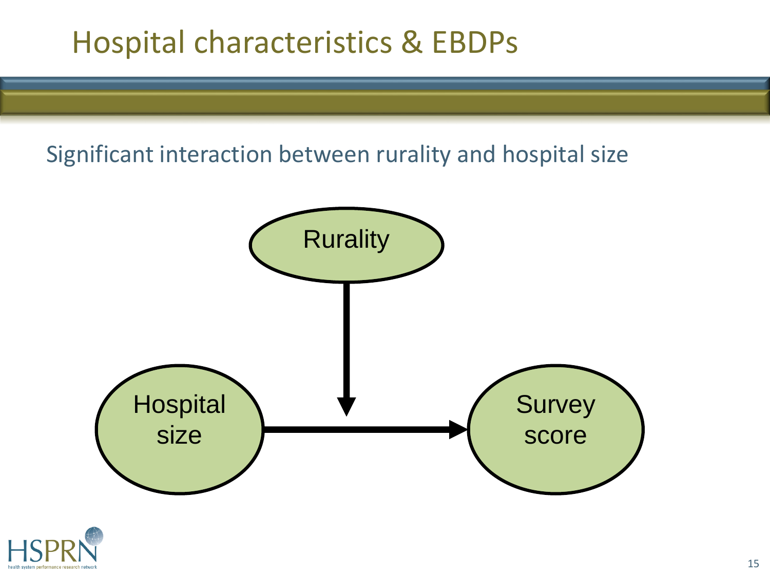# Hospital characteristics & EBDPs

Significant interaction between rurality and hospital size

Rurality

Hospital size

Survey score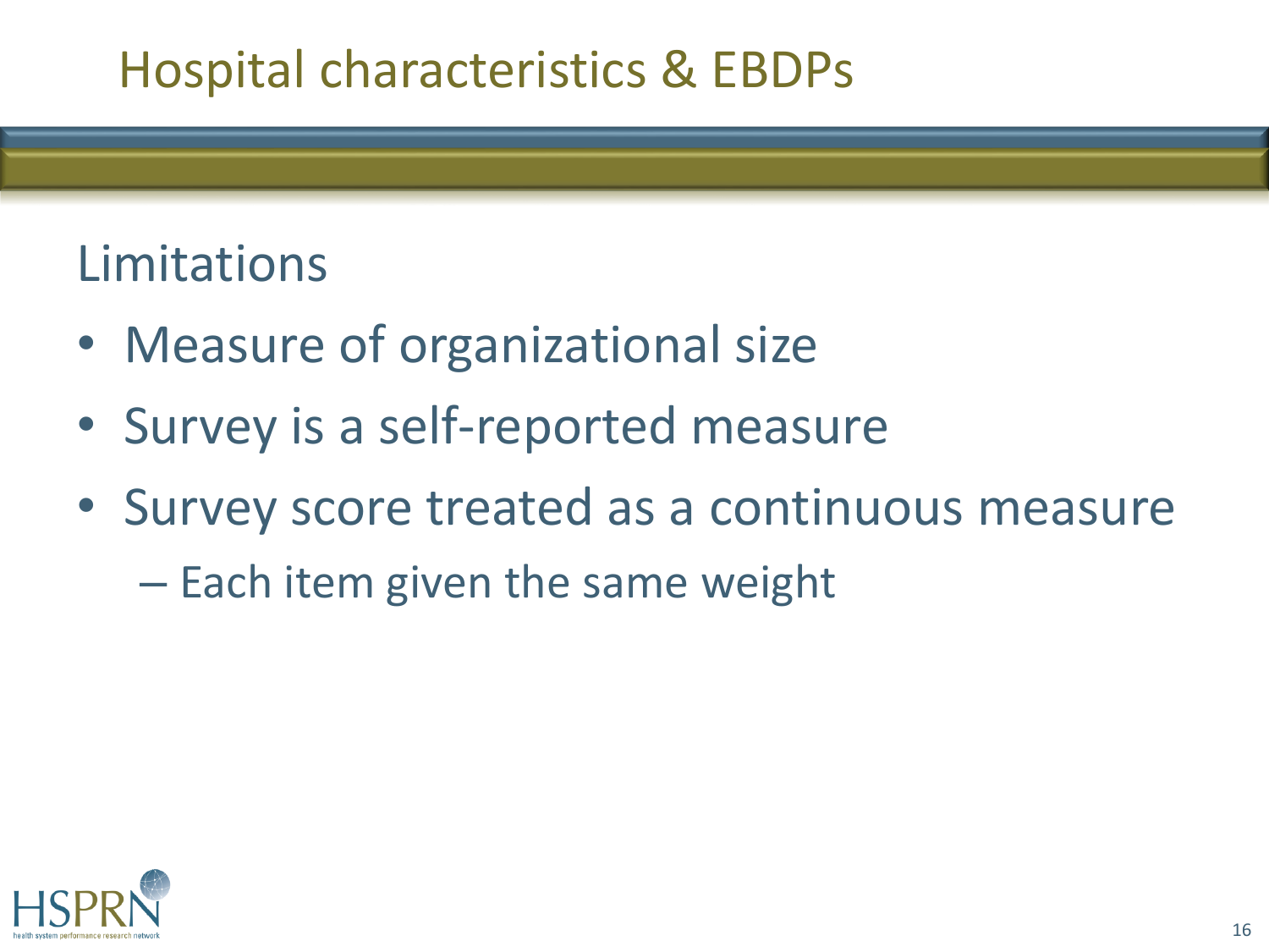# Hospital characteristics & EBDPs

## Limitations

- Measure of organizational size
- Survey is a self-reported measure
- Survey score treated as a continuous measure
  - Each item given the same weight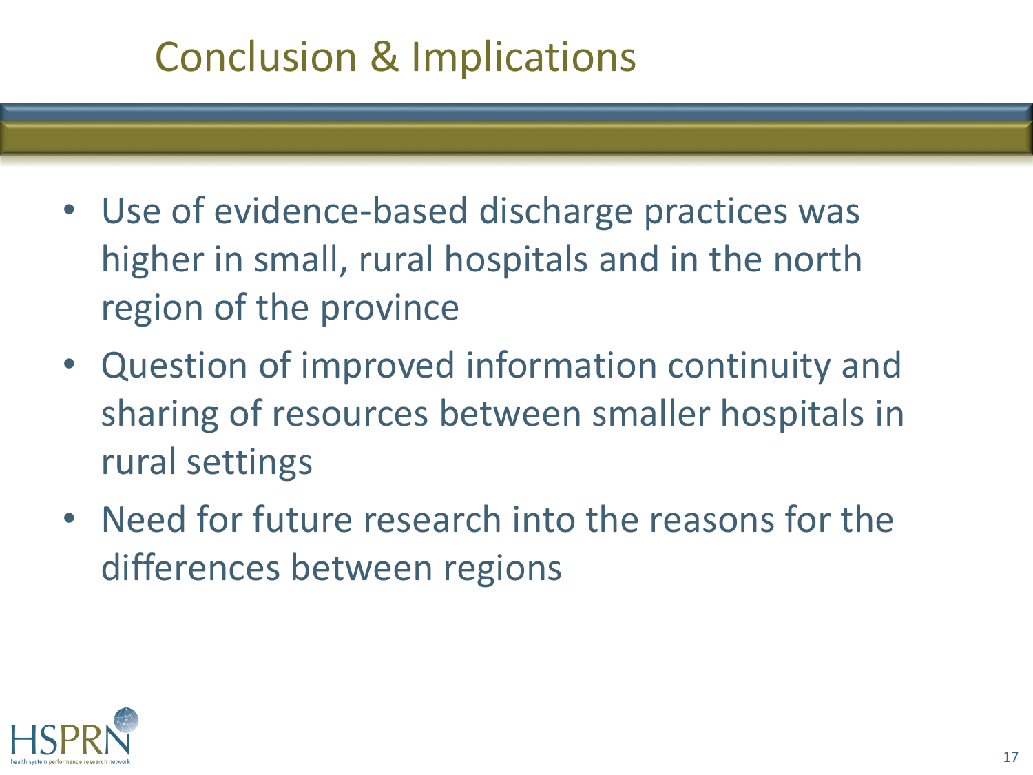# Conclusion & Implications

- Use of evidence-based discharge practices was higher in small, rural hospitals and in the north region of the province
- Question of improved information continuity and sharing of resources between smaller hospitals in rural settings
- Need for future research into the reasons for the differences between regions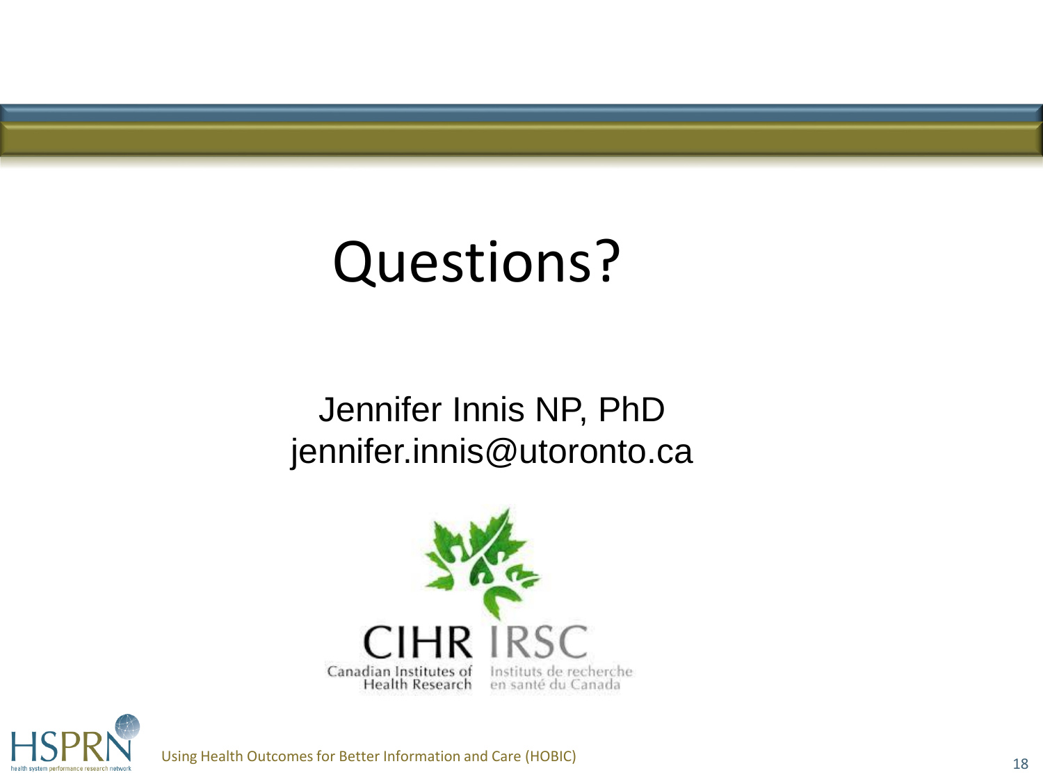# Questions?

Jennifer Innis NP, PhD
jennifer.innis@utoronto.ca

CIHR IRSC
Canadian Institutes of Health Research
Instituts de recherche en santé du Canada